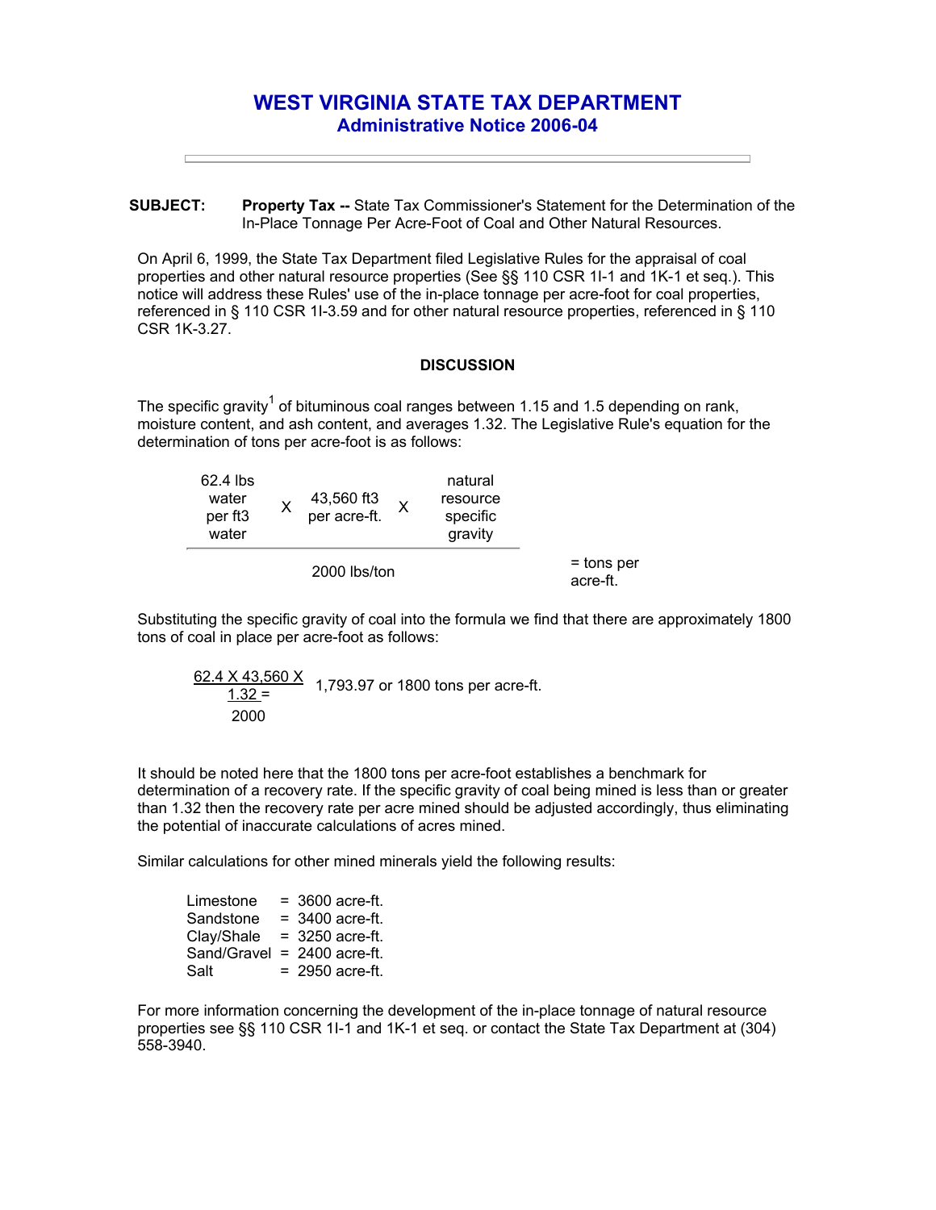# WEST VIRGINIA STATE TAX DEPARTMENT

## Administrative Notice 2006-04

**SUBJECT:** **Property Tax --** State Tax Commissioner's Statement for the Determination of the In-Place Tonnage Per Acre-Foot of Coal and Other Natural Resources.

On April 6, 1999, the State Tax Department filed Legislative Rules for the appraisal of coal properties and other natural resource properties (See §§ 110 CSR 1I-1 and 1K-1 et seq.). This notice will address these Rules' use of the in-place tonnage per acre-foot for coal properties, referenced in § 110 CSR 1I-3.59 and for other natural resource properties, referenced in § 110 CSR 1K-3.27.

### DISCUSSION

The specific gravity[1] of bituminous coal ranges between 1.15 and 1.5 depending on rank, moisture content, and ash content, and averages 1.32. The Legislative Rule's equation for the determination of tons per acre-foot is as follows:

$$\frac{\text{62.4 lbs water per ft3 water} \times \text{43,560 ft3 per acre-ft.} \times \text{natural resource specific gravity}}{\text{2000 lbs/ton}} = \text{tons per acre-ft.}$$

Substituting the specific gravity of coal into the formula we find that there are approximately 1800 tons of coal in place per acre-foot as follows:

$$\frac{62.4 \times 43{,}560 \times 1.32}{2000} = 1{,}793.97 \text{ or } 1800 \text{ tons per acre-ft.}$$

It should be noted here that the 1800 tons per acre-foot establishes a benchmark for determination of a recovery rate. If the specific gravity of coal being mined is less than or greater than 1.32 then the recovery rate per acre mined should be adjusted accordingly, thus eliminating the potential of inaccurate calculations of acres mined.

Similar calculations for other mined minerals yield the following results:

| | | |
|---|---|---|
| Limestone | = | 3600 acre-ft. |
| Sandstone | = | 3400 acre-ft. |
| Clay/Shale | = | 3250 acre-ft. |
| Sand/Gravel | = | 2400 acre-ft. |
| Salt | = | 2950 acre-ft. |

For more information concerning the development of the in-place tonnage of natural resource properties see §§ 110 CSR 1I-1 and 1K-1 et seq. or contact the State Tax Department at (304) 558-3940.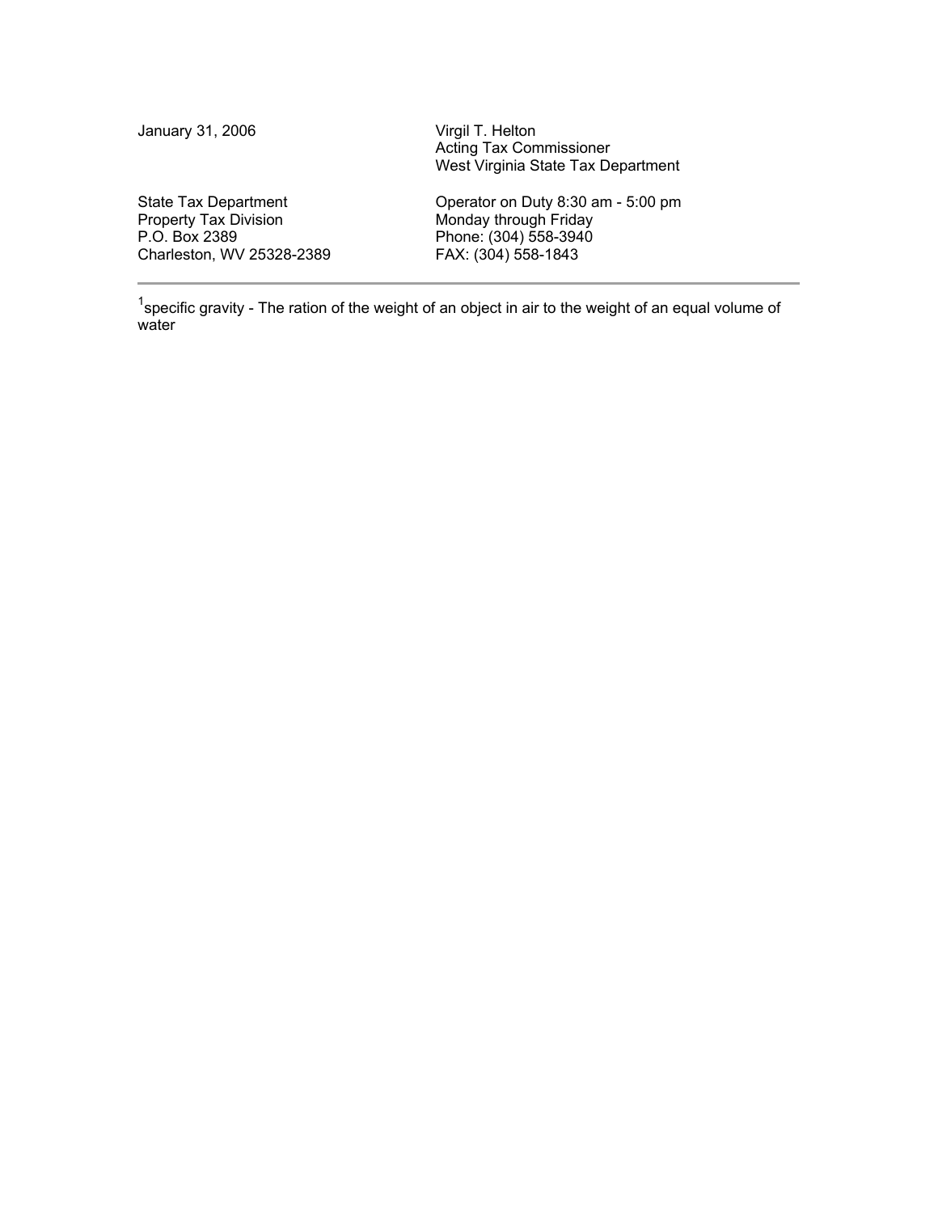January 31, 2006

Virgil T. Helton
Acting Tax Commissioner
West Virginia State Tax Department

State Tax Department
Property Tax Division
P.O. Box 2389
Charleston, WV 25328-2389

Operator on Duty 8:30 am - 5:00 pm
Monday through Friday
Phone: (304) 558-3940
FAX: (304) 558-1843

---

[1] specific gravity - The ration of the weight of an object in air to the weight of an equal volume of water